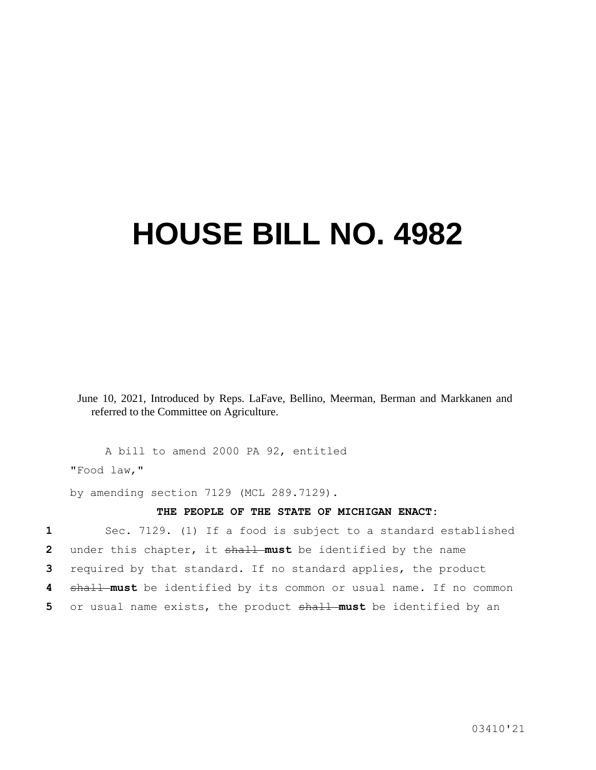# HOUSE BILL NO. 4982

June 10, 2021, Introduced by Reps. LaFave, Bellino, Meerman, Berman and Markkanen and referred to the Committee on Agriculture.

A bill to amend 2000 PA 92, entitled

"Food law,"

by amending section 7129 (MCL 289.7129).

**THE PEOPLE OF THE STATE OF MICHIGAN ENACT:**

1 Sec. 7129. (1) If a food is subject to a standard established
2 under this chapter, it ~~shall~~ **must** be identified by the name
3 required by that standard. If no standard applies, the product
4 ~~shall~~ **must** be identified by its common or usual name. If no common
5 or usual name exists, the product ~~shall~~ **must** be identified by an

03410'21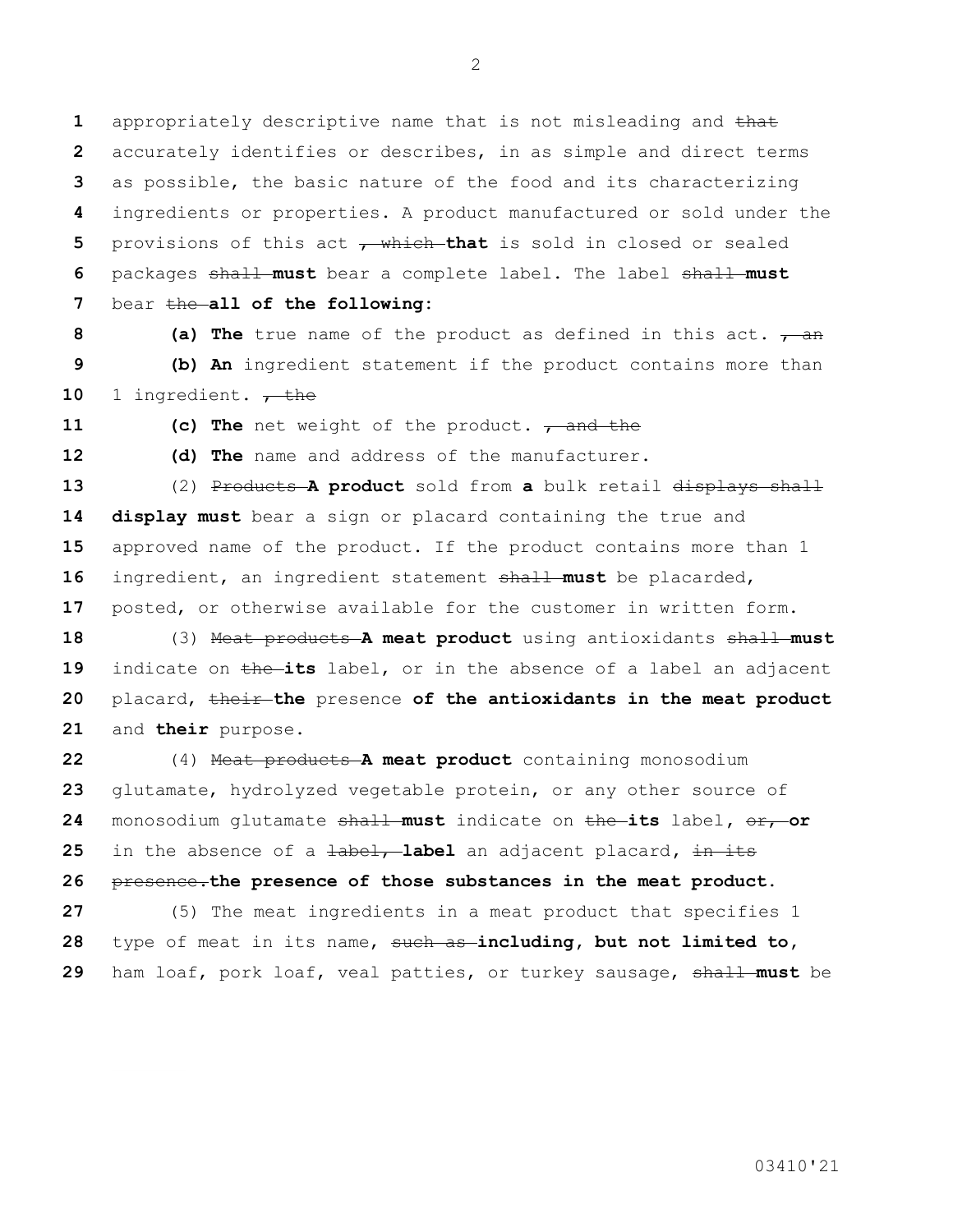appropriately descriptive name that is not misleading and ~~that~~ accurately identifies or describes, in as simple and direct terms as possible, the basic nature of the food and its characterizing ingredients or properties. A product manufactured or sold under the provisions of this act ~~, which~~ **that** is sold in closed or sealed packages ~~shall~~ **must** bear a complete label. The label ~~shall~~ **must** bear ~~the~~ **all of the following:**

**(a) The** true name of the product as defined in this act. ~~, an~~

**(b) An** ingredient statement if the product contains more than 1 ingredient. ~~, the~~

**(c) The** net weight of the product. ~~, and the~~

**(d) The** name and address of the manufacturer.

(2) ~~Products~~ **A product** sold from **a** bulk retail ~~displays shall display~~ **display must** bear a sign or placard containing the true and approved name of the product. If the product contains more than 1 ingredient, an ingredient statement ~~shall~~ **must** be placarded, posted, or otherwise available for the customer in written form.

(3) ~~Meat products~~ **A meat product** using antioxidants ~~shall~~ **must** indicate on ~~the~~ **its** label, or in the absence of a label an adjacent placard, ~~their~~ **the** presence **of the antioxidants in the meat product** and **their** purpose.

(4) ~~Meat products~~ **A meat product** containing monosodium glutamate, hydrolyzed vegetable protein, or any other source of monosodium glutamate ~~shall~~ **must** indicate on ~~the~~ **its** label, ~~or,~~ **or** in the absence of a ~~label,~~ **label** an adjacent placard, ~~in its presence.~~ **the presence of those substances in the meat product.**

(5) The meat ingredients in a meat product that specifies 1 type of meat in its name, ~~such as~~ **including, but not limited to,** ham loaf, pork loaf, veal patties, or turkey sausage, ~~shall~~ **must** be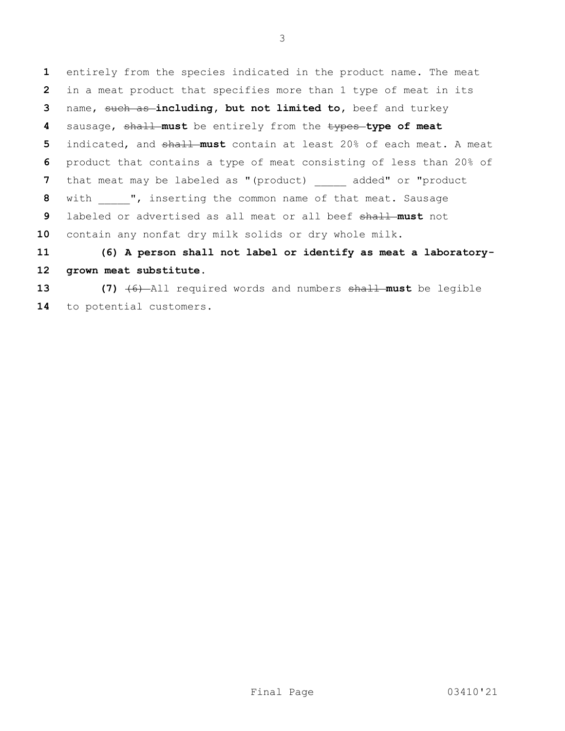entirely from the species indicated in the product name. The meat in a meat product that specifies more than 1 type of meat in its name, ~~such as~~ **including, but not limited to,** beef and turkey sausage, ~~shall~~ **must** be entirely from the ~~types~~ **type of meat** indicated, and ~~shall~~ **must** contain at least 20% of each meat. A meat product that contains a type of meat consisting of less than 20% of that meat may be labeled as "(product) _____ added" or "product with _____", inserting the common name of that meat. Sausage labeled or advertised as all meat or all beef ~~shall~~ **must** not contain any nonfat dry milk solids or dry whole milk.

**(6) A person shall not label or identify as meat a laboratory-grown meat substitute.**

**(7)** ~~(6)~~ All required words and numbers ~~shall~~ **must** be legible to potential customers.